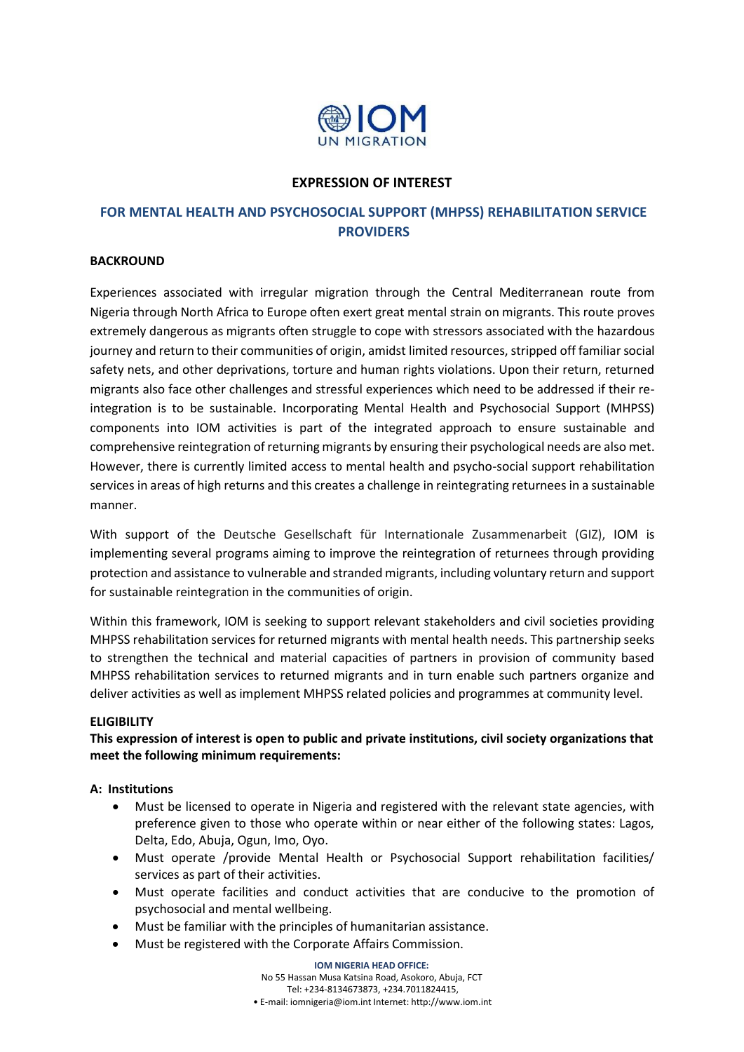# EXPRESSION OF INTEREST

## FOR MENTAL HEALTH AND PSYCHOSOCIAL SUPPORT (MHPSS) REHABILITATION SERVICE PROVIDERS

**BACKROUND**

Experiences associated with irregular migration through the Central Mediterranean route from Nigeria through North Africa to Europe often exert great mental strain on migrants. This route proves extremely dangerous as migrants often struggle to cope with stressors associated with the hazardous journey and return to their communities of origin, amidst limited resources, stripped off familiar social safety nets, and other deprivations, torture and human rights violations. Upon their return, returned migrants also face other challenges and stressful experiences which need to be addressed if their re-integration is to be sustainable. Incorporating Mental Health and Psychosocial Support (MHPSS) components into IOM activities is part of the integrated approach to ensure sustainable and comprehensive reintegration of returning migrants by ensuring their psychological needs are also met. However, there is currently limited access to mental health and psycho-social support rehabilitation services in areas of high returns and this creates a challenge in reintegrating returnees in a sustainable manner.

With support of the Deutsche Gesellschaft für Internationale Zusammenarbeit (GIZ), IOM is implementing several programs aiming to improve the reintegration of returnees through providing protection and assistance to vulnerable and stranded migrants, including voluntary return and support for sustainable reintegration in the communities of origin.

Within this framework, IOM is seeking to support relevant stakeholders and civil societies providing MHPSS rehabilitation services for returned migrants with mental health needs. This partnership seeks to strengthen the technical and material capacities of partners in provision of community based MHPSS rehabilitation services to returned migrants and in turn enable such partners organize and deliver activities as well as implement MHPSS related policies and programmes at community level.

**ELIGIBILITY**

**This expression of interest is open to public and private institutions, civil society organizations that meet the following minimum requirements:**

**A: Institutions**

- Must be licensed to operate in Nigeria and registered with the relevant state agencies, with preference given to those who operate within or near either of the following states: Lagos, Delta, Edo, Abuja, Ogun, Imo, Oyo.
- Must operate /provide Mental Health or Psychosocial Support rehabilitation facilities/ services as part of their activities.
- Must operate facilities and conduct activities that are conducive to the promotion of psychosocial and mental wellbeing.
- Must be familiar with the principles of humanitarian assistance.
- Must be registered with the Corporate Affairs Commission.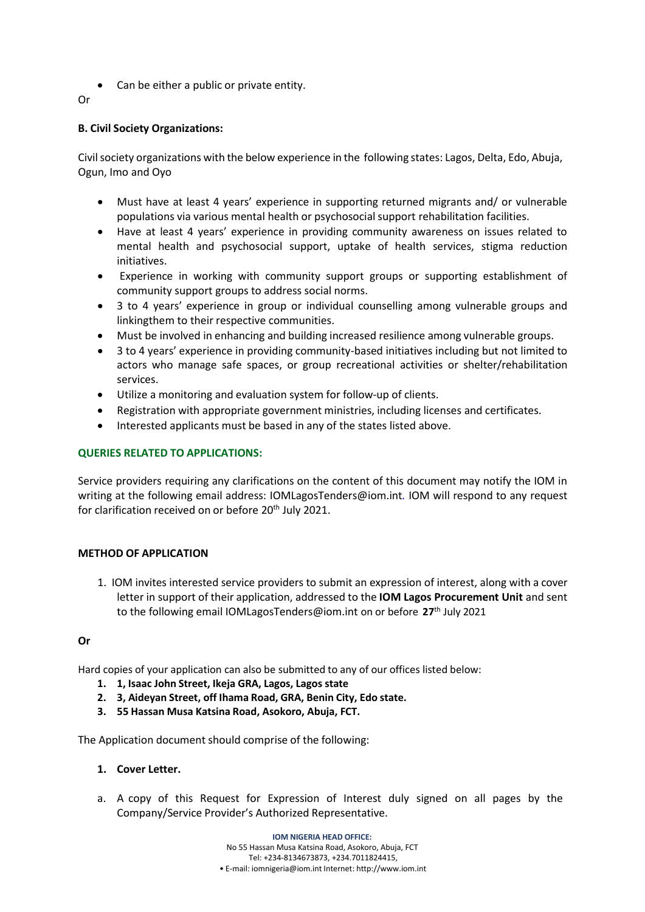- Can be either a public or private entity.

Or

**B. Civil Society Organizations:**

Civil society organizations with the below experience in the following states: Lagos, Delta, Edo, Abuja, Ogun, Imo and Oyo

- Must have at least 4 years' experience in supporting returned migrants and/ or vulnerable populations via various mental health or psychosocial support rehabilitation facilities.
- Have at least 4 years' experience in providing community awareness on issues related to mental health and psychosocial support, uptake of health services, stigma reduction initiatives.
- Experience in working with community support groups or supporting establishment of community support groups to address social norms.
- 3 to 4 years' experience in group or individual counselling among vulnerable groups and linkingthem to their respective communities.
- Must be involved in enhancing and building increased resilience among vulnerable groups.
- 3 to 4 years' experience in providing community-based initiatives including but not limited to actors who manage safe spaces, or group recreational activities or shelter/rehabilitation services.
- Utilize a monitoring and evaluation system for follow-up of clients.
- Registration with appropriate government ministries, including licenses and certificates.
- Interested applicants must be based in any of the states listed above.

**QUERIES RELATED TO APPLICATIONS:**

Service providers requiring any clarifications on the content of this document may notify the IOM in writing at the following email address: IOMLagosTenders@iom.int. IOM will respond to any request for clarification received on or before 20th July 2021.

**METHOD OF APPLICATION**

1. IOM invites interested service providers to submit an expression of interest, along with a cover letter in support of their application, addressed to the **IOM Lagos Procurement Unit** and sent to the following email IOMLagosTenders@iom.int on or before **27**th July 2021

**Or**

Hard copies of your application can also be submitted to any of our offices listed below:

1. **1, Isaac John Street, Ikeja GRA, Lagos, Lagos state**
2. **3, Aideyan Street, off Ihama Road, GRA, Benin City, Edo state.**
3. **55 Hassan Musa Katsina Road, Asokoro, Abuja, FCT.**

The Application document should comprise of the following:

1. **Cover Letter.**

a. A copy of this Request for Expression of Interest duly signed on all pages by the Company/Service Provider's Authorized Representative.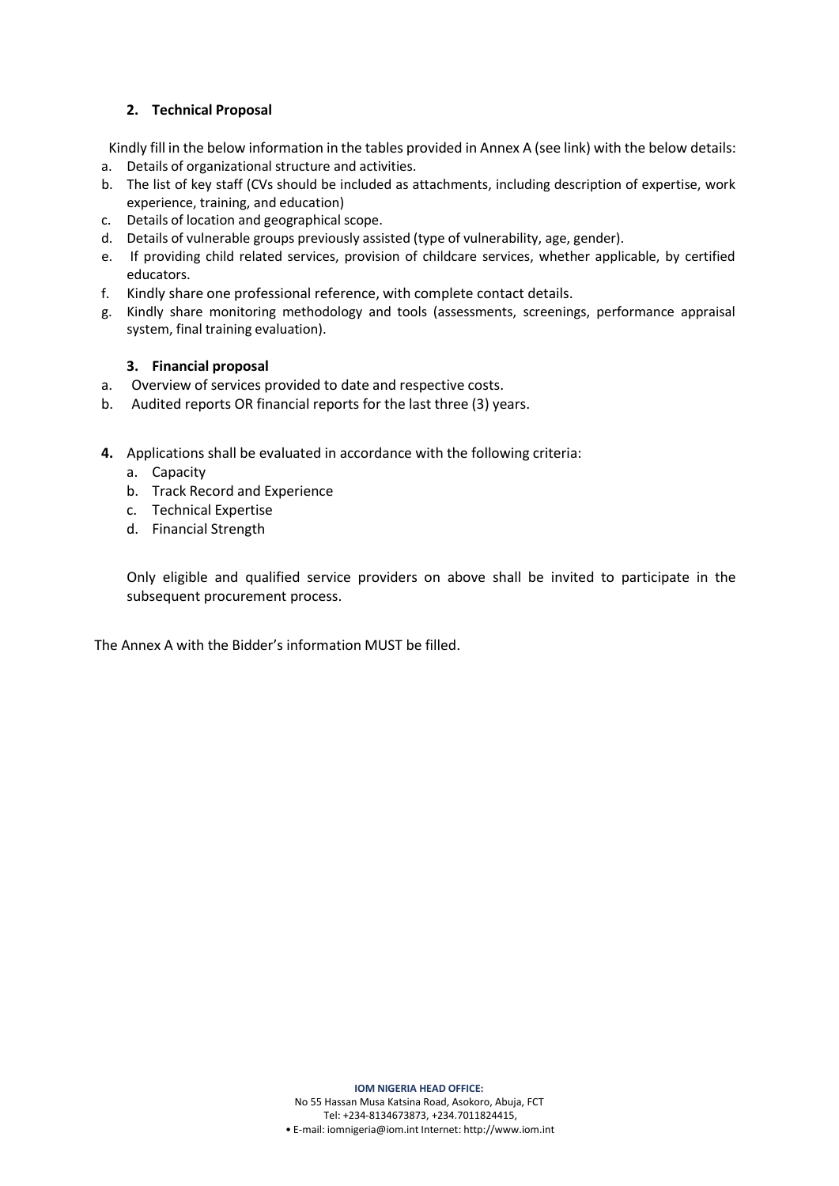**2. Technical Proposal**

Kindly fill in the below information in the tables provided in Annex A (see link) with the below details:

a. Details of organizational structure and activities.
b. The list of key staff (CVs should be included as attachments, including description of expertise, work experience, training, and education)
c. Details of location and geographical scope.
d. Details of vulnerable groups previously assisted (type of vulnerability, age, gender).
e. If providing child related services, provision of childcare services, whether applicable, by certified educators.
f. Kindly share one professional reference, with complete contact details.
g. Kindly share monitoring methodology and tools (assessments, screenings, performance appraisal system, final training evaluation).

**3. Financial proposal**

a. Overview of services provided to date and respective costs.
b. Audited reports OR financial reports for the last three (3) years.

**4.** Applications shall be evaluated in accordance with the following criteria:

a. Capacity
b. Track Record and Experience
c. Technical Expertise
d. Financial Strength

Only eligible and qualified service providers on above shall be invited to participate in the subsequent procurement process.

The Annex A with the Bidder's information MUST be filled.

**IOM NIGERIA HEAD OFFICE:**
No 55 Hassan Musa Katsina Road, Asokoro, Abuja, FCT
Tel: +234-8134673873, +234.7011824415,
• E-mail: iomnigeria@iom.int Internet: http://www.iom.int